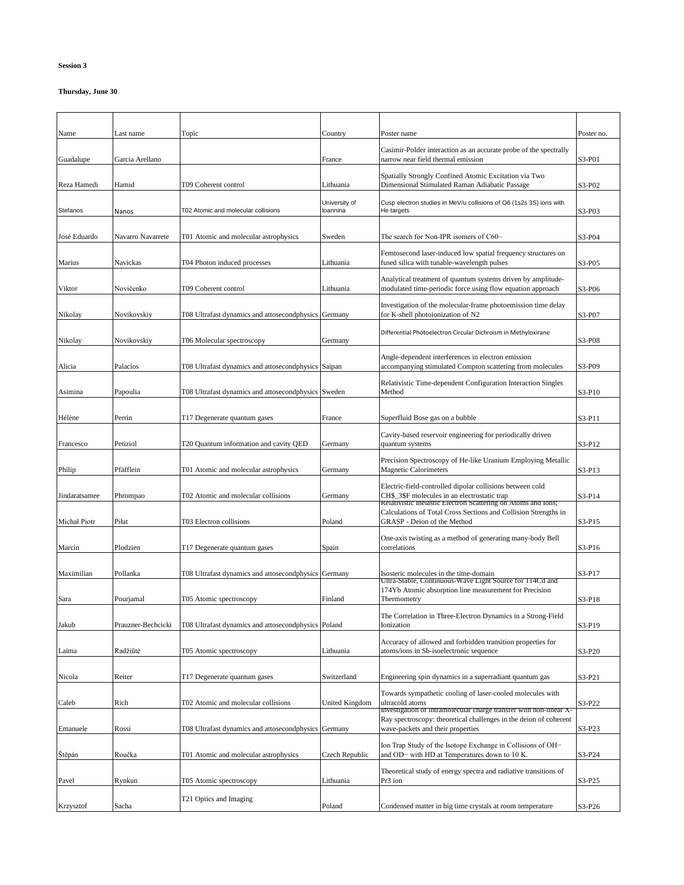**Session 3**

**Thursday, June 30**

| Name | Last name | Topic | Country | Poster name | Poster no. |
|---|---|---|---|---|---|
| Guadalupe | Garcia Arellano | | France | Casimir-Polder interaction as an accurate probe of the spectrally narrow near field thermal emission | S3-P01 |
| Reza Hamedi | Hamid | T09 Coherent control | Lithuania | Spatially Strongly Confined Atomic Excitation via Two Dimensional Stimulated Raman Adiabatic Passage | S3-P02 |
| Stefanos | Nanos | T02 Atomic and molecular collisions | University of Ioannina | Cusp electron studies in MeV/u collisions of O6 (1s2s 3S) ions with He targets | S3-P03 |
| José Eduardo | Navarro Navarrete | T01 Atomic and molecular astrophysics | Sweden | The search for Non-IPR isomers of C60– | S3-P04 |
| Marius | Navickas | T04 Photon induced processes | Lithuania | Femtosecond laser-induced low spatial frequency structures on fused silica with tunable-wavelength pulses | S3-P05 |
| Viktor | Novičenko | T09 Coherent control | Lithuania | Analytical treatment of quantum systems driven by amplitude-modulated time-periodic force using flow equation approach | S3-P06 |
| Nikolay | Novikovskiy | T08 Ultrafast dynamics and attosecondphysics | Germany | Investigation of the molecular-frame photoemission time delay for K-shell photoionization of N2 | S3-P07 |
| Nikolay | Novikovskiy | T06 Molecular spectroscopy | Germany | Differential Photoelectron Circular Dichroism in Methyloxirane | S3-P08 |
| Alicia | Palacios | T08 Ultrafast dynamics and attosecondphysics | Saipan | Angle-dependent interferences in electron emission accompanying stimulated Compton scattering from molecules | S3-P09 |
| Asimina | Papoulia | T08 Ultrafast dynamics and attosecondphysics | Sweden | Relativistic Time-dependent Configuration Interaction Singles Method | S3-P10 |
| Hélène | Perrin | T17 Degenerate quantum gases | France | Superfluid Bose gas on a bubble | S3-P11 |
| Francesco | Petiziol | T20 Quantum information and cavity QED | Germany | Cavity-based reservoir engineering for periodically driven quantum systems | S3-P12 |
| Philip | Pfäfflein | T01 Atomic and molecular astrophysics | Germany | Precision Spectroscopy of He-like Uranium Employing Metallic Magnetic Calorimeters | S3-P13 |
| Jindaratsamee | Phrompao | T02 Atomic and molecular collisions | Germany | Electric-field-controlled dipolar collisions between cold CH$_3$F molecules in an electrostatic trap | S3-P14 |
| Michał Piotr | Piłat | T03 Electron collisions | Poland | Relativistic Inelastic Electron Scattering on Atoms and Ions; Calculations of Total Cross Sections and Collision Strengths in GRASP - Deion of the Method | S3-P15 |
| Marcin | Plodzien | T17 Degenerate quantum gases | Spain | One-axis twisting as a method of generating many-body Bell correlations | S3-P16 |
| Maximilian | Pollanka | T08 Ultrafast dynamics and attosecondphysics | Germany | Isosteric molecules in the time-domain | S3-P17 |
| Sara | Pourjamal | T05 Atomic spectroscopy | Finland | Ultra-Stable, Continuous-Wave Light Source for 114Cd and 174Yb Atomic absorption line measurement for Precision Thermometry | S3-P18 |
| Jakub | Prauzner-Bechcicki | T08 Ultrafast dynamics and attosecondphysics | Poland | The Correlation in Three-Electron Dynamics in a Strong-Field Ionization | S3-P19 |
| Laima | Radžiūtė | T05 Atomic spectroscopy | Lithuania | Accuracy of allowed and forbidden transition properties for atoms/ions in Sb-isoelectronic sequence | S3-P20 |
| Nicola | Reiter | T17 Degenerate quantum gases | Switzerland | Engineering spin dynamics in a superradiant quantum gas | S3-P21 |
| Caleb | Rich | T02 Atomic and molecular collisions | United Kingdom | Towards sympathetic cooling of laser-cooled molecules with ultracold atoms | S3-P22 |
| Emanuele | Rossi | T08 Ultrafast dynamics and attosecondphysics | Germany | Investigation of intramolecular charge transfer with non-linear X-Ray spectroscopy: theoretical challenges in the deion of coherent wave-packets and their properties | S3-P23 |
| Štěpán | Roučka | T01 Atomic and molecular astrophysics | Czech Republic | Ion Trap Study of the Isotope Exchange in Collisions of OH− and OD− with HD at Temperatures down to 10 K. | S3-P24 |
| Pavel | Rynkun | T05 Atomic spectroscopy | Lithuania | Theoretical study of energy spectra and radiative transitions of Pr3 ion | S3-P25 |
| Krzysztof | Sacha | T21 Optics and Imaging | Poland | Condensed matter in big time crystals at room temperature | S3-P26 |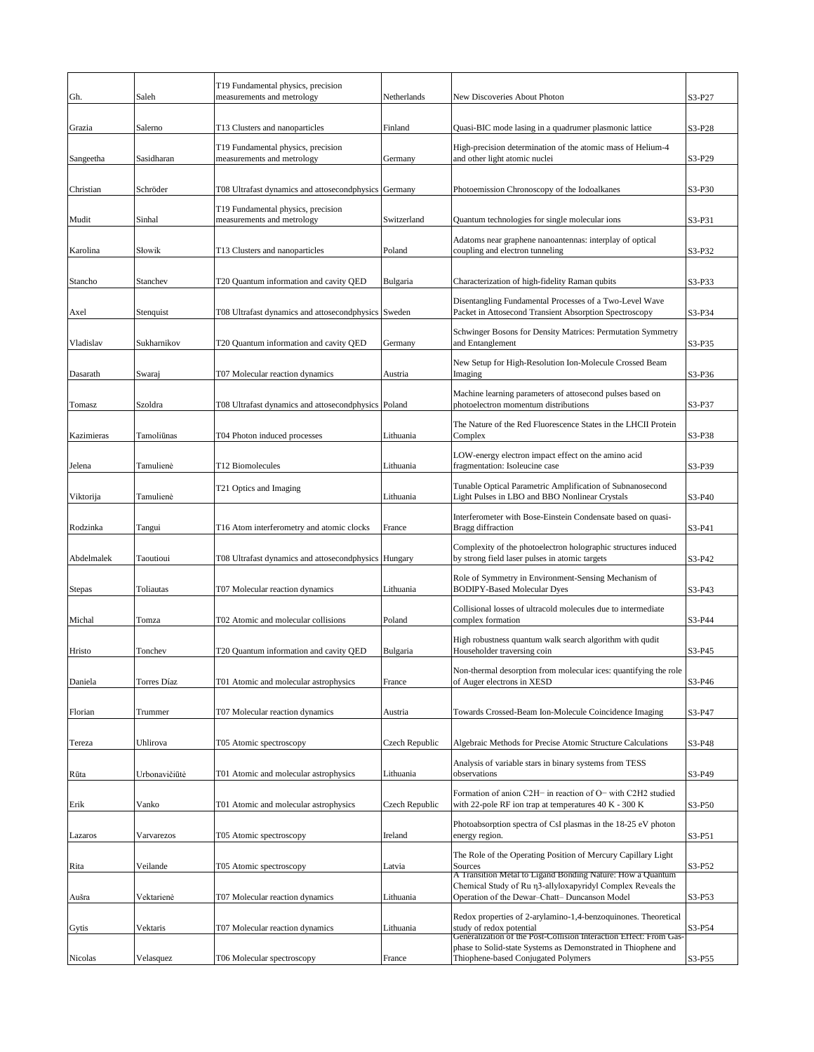| Gh. | Saleh | T19 Fundamental physics, precision measurements and metrology | Netherlands | New Discoveries About Photon | S3-P27 |
|---|---|---|---|---|---|
| Grazia | Salerno | T13 Clusters and nanoparticles | Finland | Quasi-BIC mode lasing in a quadrumer plasmonic lattice | S3-P28 |
| Sangeetha | Sasidharan | T19 Fundamental physics, precision measurements and metrology | Germany | High-precision determination of the atomic mass of Helium-4 and other light atomic nuclei | S3-P29 |
| Christian | Schröder | T08 Ultrafast dynamics and attosecondphysics | Germany | Photoemission Chronoscopy of the Iodoalkanes | S3-P30 |
| Mudit | Sinhal | T19 Fundamental physics, precision measurements and metrology | Switzerland | Quantum technologies for single molecular ions | S3-P31 |
| Karolina | Słowik | T13 Clusters and nanoparticles | Poland | Adatoms near graphene nanoantennas: interplay of optical coupling and electron tunneling | S3-P32 |
| Stancho | Stanchev | T20 Quantum information and cavity QED | Bulgaria | Characterization of high-fidelity Raman qubits | S3-P33 |
| Axel | Stenquist | T08 Ultrafast dynamics and attosecondphysics | Sweden | Disentangling Fundamental Processes of a Two-Level Wave Packet in Attosecond Transient Absorption Spectroscopy | S3-P34 |
| Vladislav | Sukharnikov | T20 Quantum information and cavity QED | Germany | Schwinger Bosons for Density Matrices: Permutation Symmetry and Entanglement | S3-P35 |
| Dasarath | Swaraj | T07 Molecular reaction dynamics | Austria | New Setup for High-Resolution Ion-Molecule Crossed Beam Imaging | S3-P36 |
| Tomasz | Szoldra | T08 Ultrafast dynamics and attosecondphysics | Poland | Machine learning parameters of attosecond pulses based on photoelectron momentum distributions | S3-P37 |
| Kazimieras | Tamoliūnas | T04 Photon induced processes | Lithuania | The Nature of the Red Fluorescence States in the LHCII Protein Complex | S3-P38 |
| Jelena | Tamulienė | T12 Biomolecules | Lithuania | LOW-energy electron impact effect on the amino acid fragmentation: Isoleucine case | S3-P39 |
| Viktorija | Tamulienė | T21 Optics and Imaging | Lithuania | Tunable Optical Parametric Amplification of Subnanosecond Light Pulses in LBO and BBO Nonlinear Crystals | S3-P40 |
| Rodzinka | Tangui | T16 Atom interferometry and atomic clocks | France | Interferometer with Bose-Einstein Condensate based on quasi-Bragg diffraction | S3-P41 |
| Abdelmalek | Taoutioui | T08 Ultrafast dynamics and attosecondphysics | Hungary | Complexity of the photoelectron holographic structures induced by strong field laser pulses in atomic targets | S3-P42 |
| Stepas | Toliautas | T07 Molecular reaction dynamics | Lithuania | Role of Symmetry in Environment-Sensing Mechanism of BODIPY-Based Molecular Dyes | S3-P43 |
| Michal | Tomza | T02 Atomic and molecular collisions | Poland | Collisional losses of ultracold molecules due to intermediate complex formation | S3-P44 |
| Hristo | Tonchev | T20 Quantum information and cavity QED | Bulgaria | High robustness quantum walk search algorithm with qudit Householder traversing coin | S3-P45 |
| Daniela | Torres Díaz | T01 Atomic and molecular astrophysics | France | Non-thermal desorption from molecular ices: quantifying the role of Auger electrons in XESD | S3-P46 |
| Florian | Trummer | T07 Molecular reaction dynamics | Austria | Towards Crossed-Beam Ion-Molecule Coincidence Imaging | S3-P47 |
| Tereza | Uhlirova | T05 Atomic spectroscopy | Czech Republic | Algebraic Methods for Precise Atomic Structure Calculations | S3-P48 |
| Rūta | Urbonavičiūtė | T01 Atomic and molecular astrophysics | Lithuania | Analysis of variable stars in binary systems from TESS observations | S3-P49 |
| Erik | Vanko | T01 Atomic and molecular astrophysics | Czech Republic | Formation of anion $C_2H^-$ in reaction of $O^-$ with $C_2H_2$ studied with 22-pole RF ion trap at temperatures 40 K - 300 K | S3-P50 |
| Lazaros | Varvarezos | T05 Atomic spectroscopy | Ireland | Photoabsorption spectra of CsI plasmas in the 18-25 eV photon energy region. | S3-P51 |
| Rita | Veilande | T05 Atomic spectroscopy | Latvia | The Role of the Operating Position of Mercury Capillary Light Sources | S3-P52 |
| Aušra | Vektarienė | T07 Molecular reaction dynamics | Lithuania | A Transition Metal to Ligand Bonding Nature: How a Quantum Chemical Study of Ru η3-allyloxapyridyl Complex Reveals the Operation of the Dewar–Chatt– Duncanson Model | S3-P53 |
| Gytis | Vektaris | T07 Molecular reaction dynamics | Lithuania | Redox properties of 2-arylamino-1,4-benzoquinones. Theoretical study of redox potential | S3-P54 |
| Nicolas | Velasquez | T06 Molecular spectroscopy | France | Generalization of the Post-Collision Interaction Effect: From Gas-phase to Solid-state Systems as Demonstrated in Thiophene and Thiophene-based Conjugated Polymers | S3-P55 |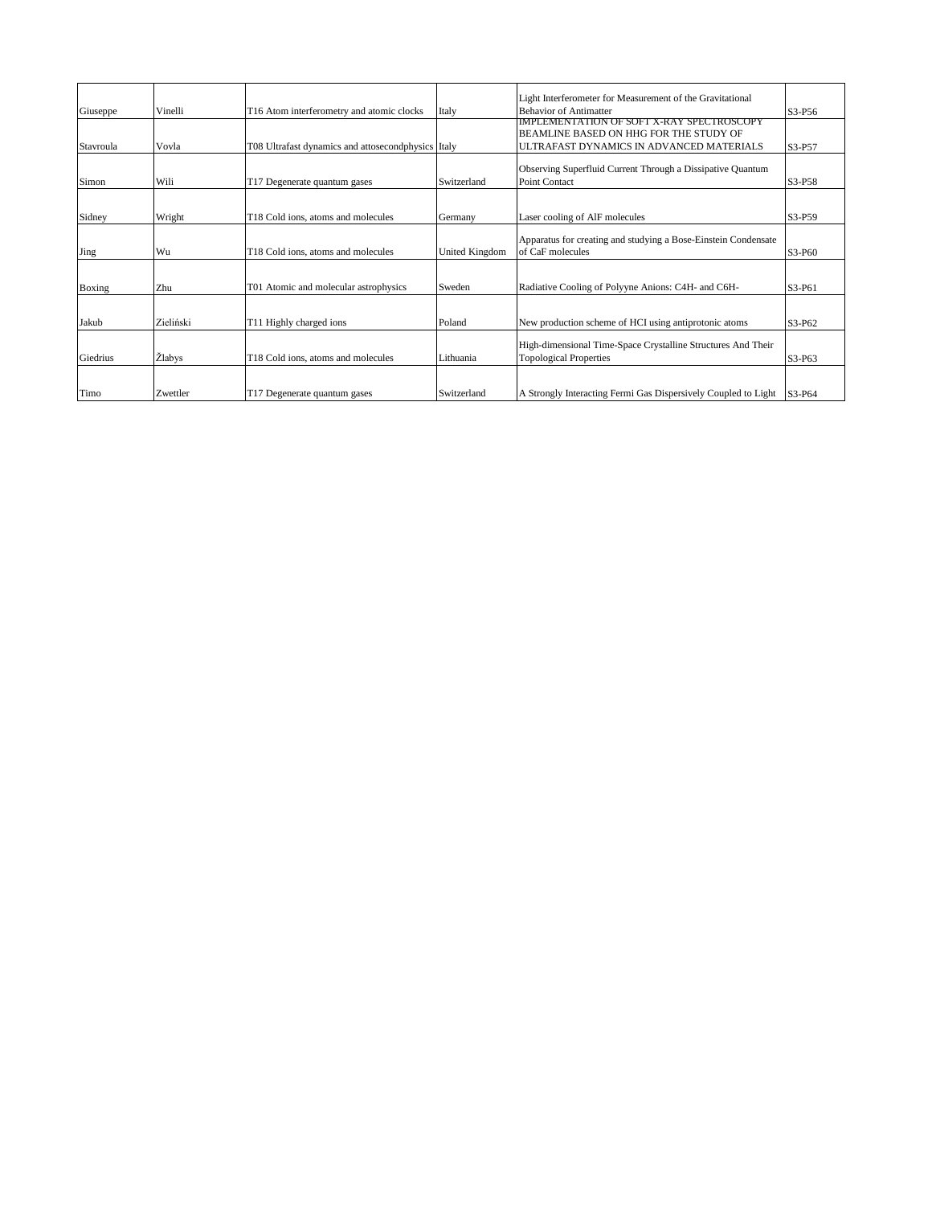| | | | | | |
|---|---|---|---|---|---|
| Giuseppe | Vinelli | T16 Atom interferometry and atomic clocks | Italy | Light Interferometer for Measurement of the Gravitational Behavior of Antimatter | S3-P56 |
| Stavroula | Vovla | T08 Ultrafast dynamics and attosecondphysics | Italy | IMPLEMENTATION OF SOFT X-RAY SPECTROSCOPY BEAMLINE BASED ON HHG FOR THE STUDY OF ULTRAFAST DYNAMICS IN ADVANCED MATERIALS | S3-P57 |
| Simon | Wili | T17 Degenerate quantum gases | Switzerland | Observing Superfluid Current Through a Dissipative Quantum Point Contact | S3-P58 |
| Sidney | Wright | T18 Cold ions, atoms and molecules | Germany | Laser cooling of AlF molecules | S3-P59 |
| Jing | Wu | T18 Cold ions, atoms and molecules | United Kingdom | Apparatus for creating and studying a Bose-Einstein Condensate of CaF molecules | S3-P60 |
| Boxing | Zhu | T01 Atomic and molecular astrophysics | Sweden | Radiative Cooling of Polyyne Anions: C4H- and C6H- | S3-P61 |
| Jakub | Zieliński | T11 Highly charged ions | Poland | New production scheme of HCI using antiprotonic atoms | S3-P62 |
| Giedrius | Žlabys | T18 Cold ions, atoms and molecules | Lithuania | High-dimensional Time-Space Crystalline Structures And Their Topological Properties | S3-P63 |
| Timo | Zwettler | T17 Degenerate quantum gases | Switzerland | A Strongly Interacting Fermi Gas Dispersively Coupled to Light | S3-P64 |